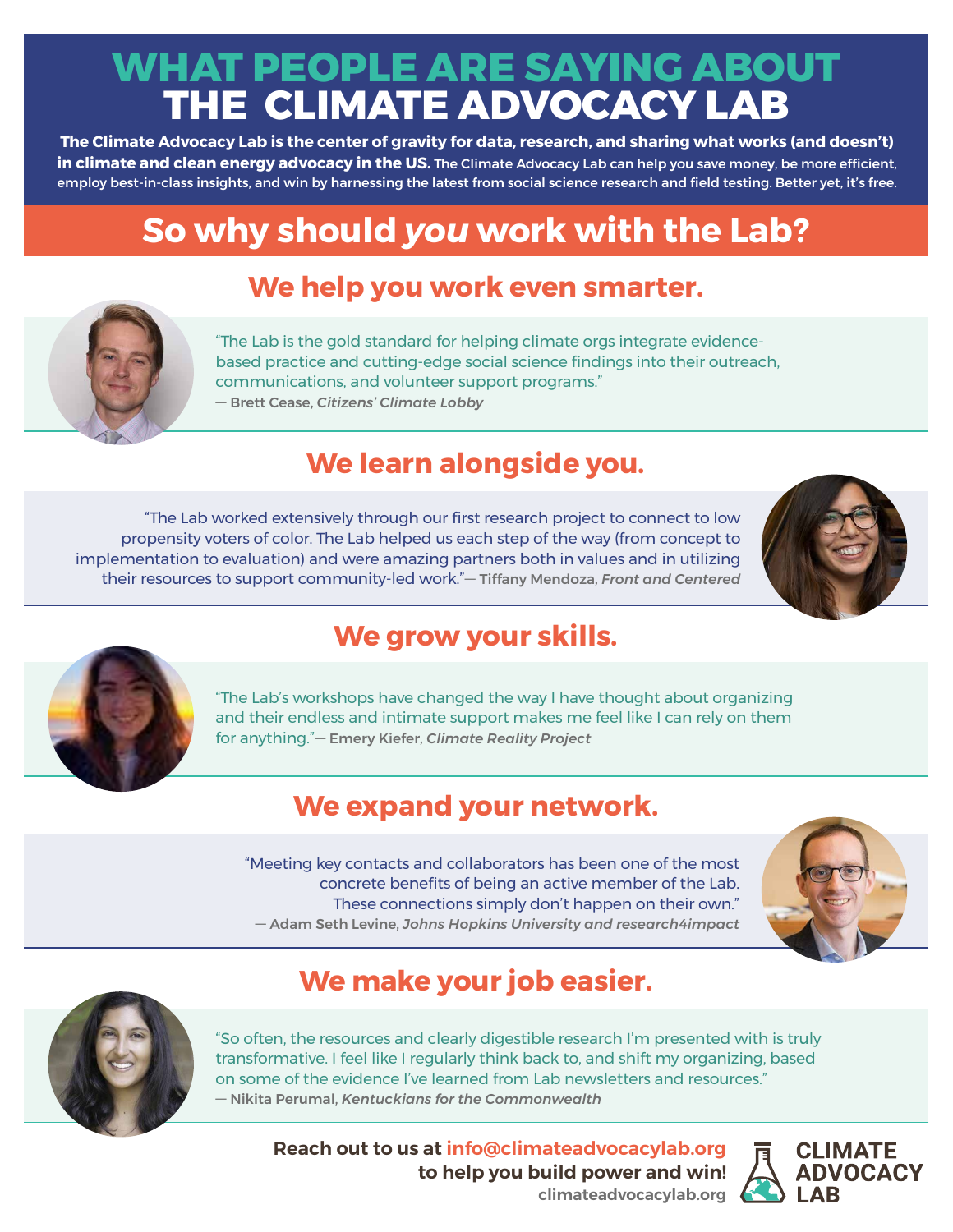# WHAT PEOPLE ARE SAYING ABOUT THE CLIMATE ADVOCACY LAB

**The Climate Advocacy Lab is the center of gravity for data, research, and sharing what works (and doesn't) in climate and clean energy advocacy in the US.** The Climate Advocacy Lab can help you save money, be more efficient, employ best-in-class insights, and win by harnessing the latest from social science research and field testing. Better yet, it's free.

## So why should *you* work with the Lab?

### We help you work even smarter.

"The Lab is the gold standard for helping climate orgs integrate evidence-based practice and cutting-edge social science findings into their outreach, communications, and volunteer support programs."
— Brett Cease, *Citizens' Climate Lobby*

### We learn alongside you.

"The Lab worked extensively through our first research project to connect to low propensity voters of color. The Lab helped us each step of the way (from concept to implementation to evaluation) and were amazing partners both in values and in utilizing their resources to support community-led work."— Tiffany Mendoza, *Front and Centered*

### We grow your skills.

"The Lab's workshops have changed the way I have thought about organizing and their endless and intimate support makes me feel like I can rely on them for anything."— Emery Kiefer, *Climate Reality Project*

### We expand your network.

"Meeting key contacts and collaborators has been one of the most concrete benefits of being an active member of the Lab. These connections simply don't happen on their own."
— Adam Seth Levine, *Johns Hopkins University and research4impact*

### We make your job easier.

"So often, the resources and clearly digestible research I'm presented with is truly transformative. I feel like I regularly think back to, and shift my organizing, based on some of the evidence I've learned from Lab newsletters and resources."
— Nikita Perumal, *Kentuckians for the Commonwealth*

**Reach out to us at info@climateadvocacylab.org to help you build power and win!**
climateadvocacylab.org

CLIMATE ADVOCACY LAB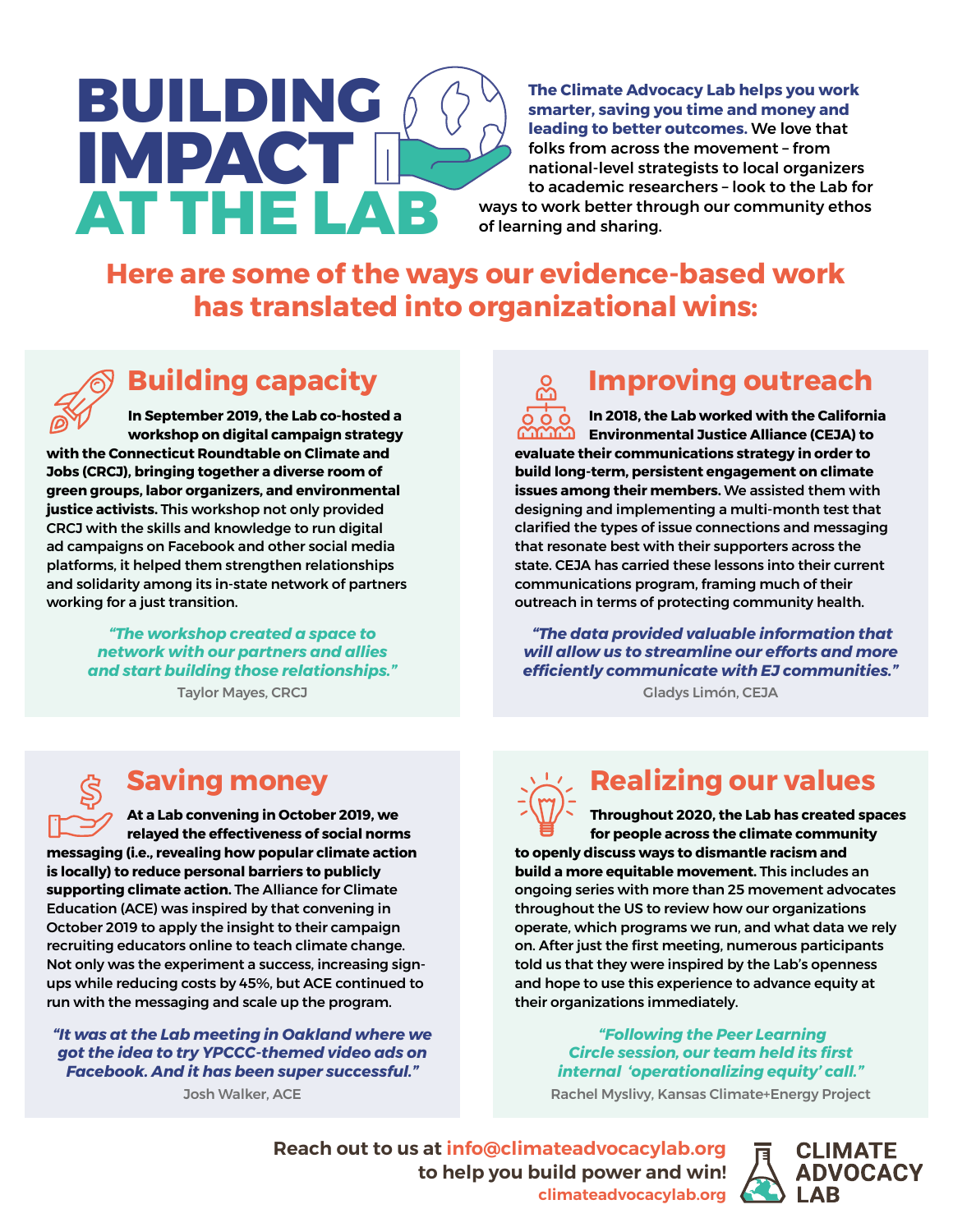# BUILDING IMPACT AT THE LAB

**The Climate Advocacy Lab helps you work smarter, saving you time and money and leading to better outcomes.** We love that folks from across the movement – from national-level strategists to local organizers to academic researchers – look to the Lab for ways to work better through our community ethos of learning and sharing.

## Here are some of the ways our evidence-based work has translated into organizational wins:

### Building capacity

**In September 2019, the Lab co-hosted a workshop on digital campaign strategy with the Connecticut Roundtable on Climate and Jobs (CRCJ), bringing together a diverse room of green groups, labor organizers, and environmental justice activists.** This workshop not only provided CRCJ with the skills and knowledge to run digital ad campaigns on Facebook and other social media platforms, it helped them strengthen relationships and solidarity among its in-state network of partners working for a just transition.

*"The workshop created a space to network with our partners and allies and start building those relationships."*

Taylor Mayes, CRCJ

### Improving outreach

**In 2018, the Lab worked with the California Environmental Justice Alliance (CEJA) to evaluate their communications strategy in order to build long-term, persistent engagement on climate issues among their members.** We assisted them with designing and implementing a multi-month test that clarified the types of issue connections and messaging that resonate best with their supporters across the state. CEJA has carried these lessons into their current communications program, framing much of their outreach in terms of protecting community health.

*"The data provided valuable information that will allow us to streamline our efforts and more efficiently communicate with EJ communities."*

Gladys Limón, CEJA

### Saving money

**At a Lab convening in October 2019, we relayed the effectiveness of social norms messaging (i.e., revealing how popular climate action is locally) to reduce personal barriers to publicly supporting climate action.** The Alliance for Climate Education (ACE) was inspired by that convening in October 2019 to apply the insight to their campaign recruiting educators online to teach climate change. Not only was the experiment a success, increasing sign-ups while reducing costs by 45%, but ACE continued to run with the messaging and scale up the program.

*"It was at the Lab meeting in Oakland where we got the idea to try YPCCC-themed video ads on Facebook. And it has been super successful."*

Josh Walker, ACE

### Realizing our values

**Throughout 2020, the Lab has created spaces for people across the climate community to openly discuss ways to dismantle racism and build a more equitable movement.** This includes an ongoing series with more than 25 movement advocates throughout the US to review how our organizations operate, which programs we run, and what data we rely on. After just the first meeting, numerous participants told us that they were inspired by the Lab's openness and hope to use this experience to advance equity at their organizations immediately.

*"Following the Peer Learning Circle session, our team held its first internal 'operationalizing equity' call."*

Rachel Myslivy, Kansas Climate+Energy Project

**Reach out to us at info@climateadvocacylab.org to help you build power and win!**
climateadvocacylab.org

CLIMATE ADVOCACY LAB